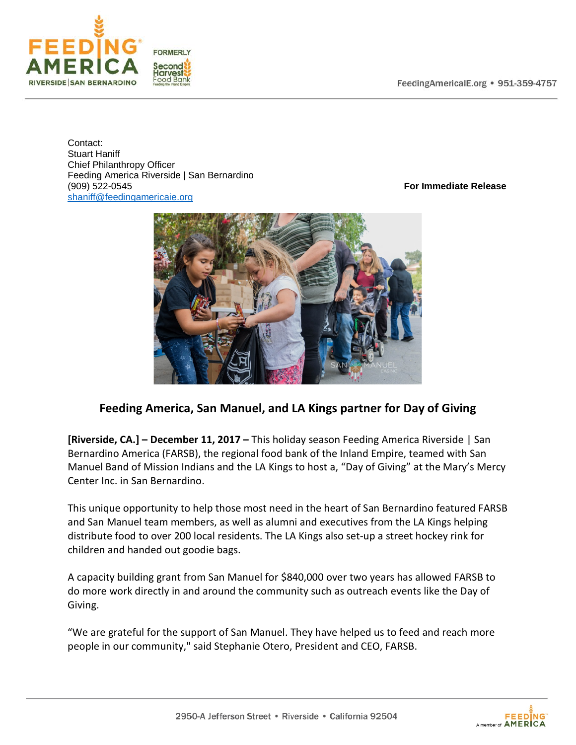Contact:
Stuart Haniff
Chief Philanthropy Officer
Feeding America Riverside | San Bernardino
(909) 522-0545
shaniff@feedingamericaie.org

**For Immediate Release**

## Feeding America, San Manuel, and LA Kings partner for Day of Giving

**[Riverside, CA.] – December 11, 2017 –** This holiday season Feeding America Riverside | San Bernardino America (FARSB), the regional food bank of the Inland Empire, teamed with San Manuel Band of Mission Indians and the LA Kings to host a, "Day of Giving" at the Mary's Mercy Center Inc. in San Bernardino.

This unique opportunity to help those most need in the heart of San Bernardino featured FARSB and San Manuel team members, as well as alumni and executives from the LA Kings helping distribute food to over 200 local residents. The LA Kings also set-up a street hockey rink for children and handed out goodie bags.

A capacity building grant from San Manuel for $840,000 over two years has allowed FARSB to do more work directly in and around the community such as outreach events like the Day of Giving.

"We are grateful for the support of San Manuel. They have helped us to feed and reach more people in our community," said Stephanie Otero, President and CEO, FARSB.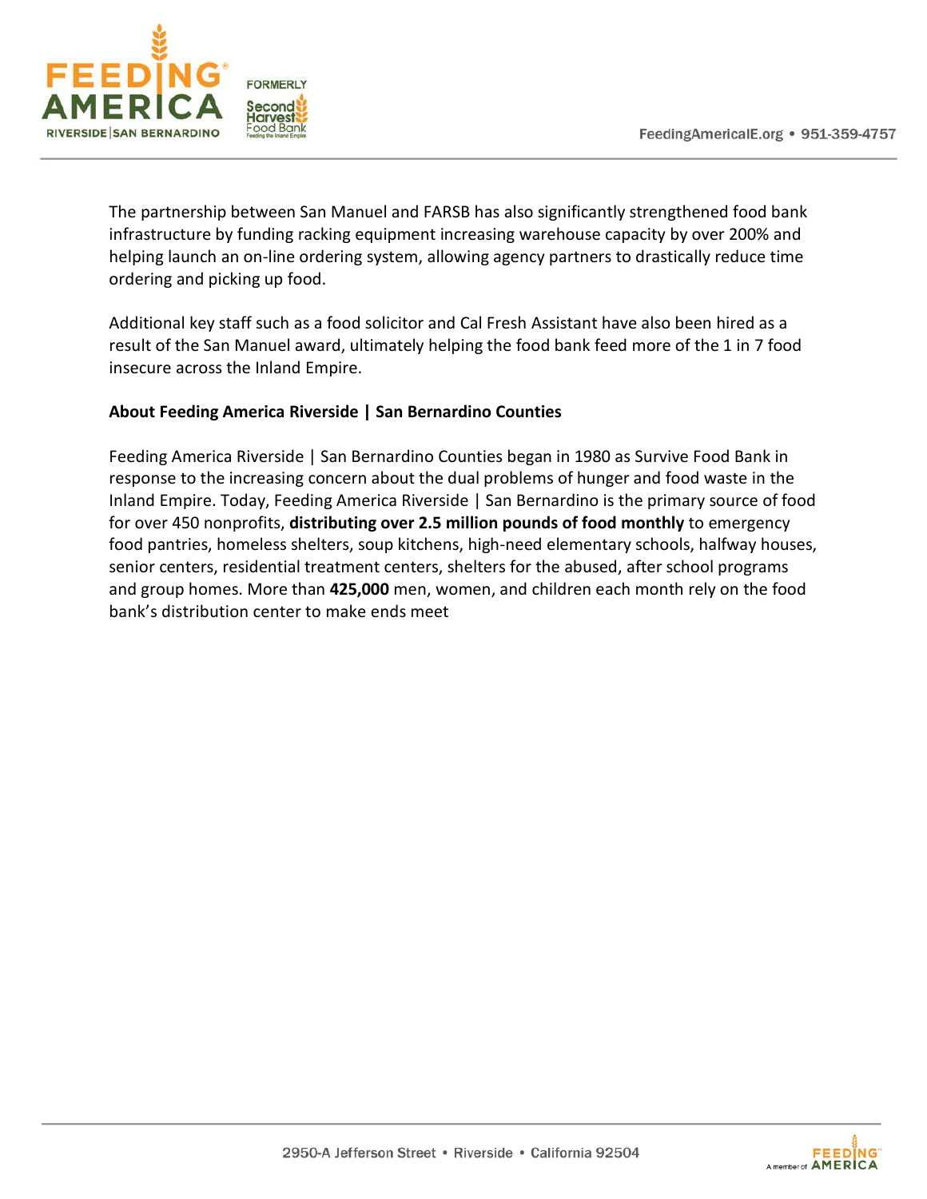The partnership between San Manuel and FARSB has also significantly strengthened food bank infrastructure by funding racking equipment increasing warehouse capacity by over 200% and helping launch an on-line ordering system, allowing agency partners to drastically reduce time ordering and picking up food.

Additional key staff such as a food solicitor and Cal Fresh Assistant have also been hired as a result of the San Manuel award, ultimately helping the food bank feed more of the 1 in 7 food insecure across the Inland Empire.

**About Feeding America Riverside | San Bernardino Counties**

Feeding America Riverside | San Bernardino Counties began in 1980 as Survive Food Bank in response to the increasing concern about the dual problems of hunger and food waste in the Inland Empire. Today, Feeding America Riverside | San Bernardino is the primary source of food for over 450 nonprofits, **distributing over 2.5 million pounds of food monthly** to emergency food pantries, homeless shelters, soup kitchens, high-need elementary schools, halfway houses, senior centers, residential treatment centers, shelters for the abused, after school programs and group homes. More than **425,000** men, women, and children each month rely on the food bank's distribution center to make ends meet